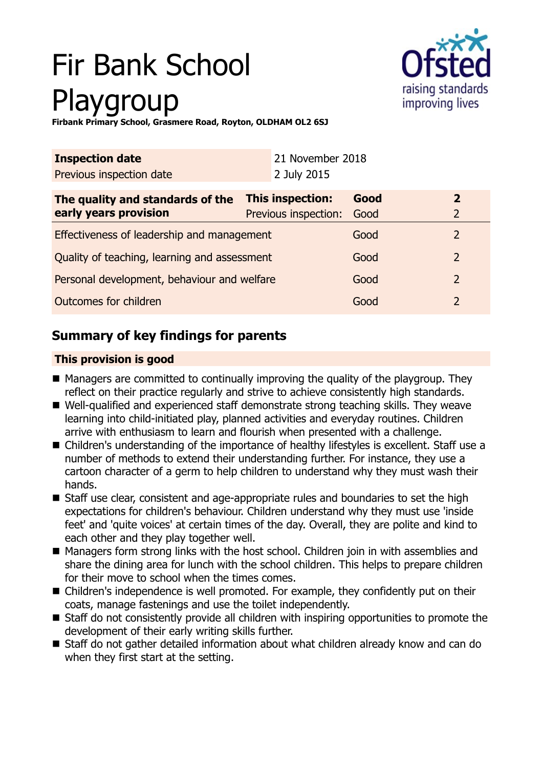# Fir Bank School Playgroup

**Firbank Primary School, Grasmere Road, Royton, OLDHAM OL2 6SJ**

| **Inspection date** | 21 November 2018 |
|---|---|
| Previous inspection date | 2 July 2015 |

| **The quality and standards of the early years provision** | **This inspection:** | **Good** | **2** |
|---|---|---|---|
| | Previous inspection: | Good | 2 |
| Effectiveness of leadership and management | | Good | 2 |
| Quality of teaching, learning and assessment | | Good | 2 |
| Personal development, behaviour and welfare | | Good | 2 |
| Outcomes for children | | Good | 2 |

## Summary of key findings for parents

**This provision is good**

- Managers are committed to continually improving the quality of the playgroup. They reflect on their practice regularly and strive to achieve consistently high standards.
- Well-qualified and experienced staff demonstrate strong teaching skills. They weave learning into child-initiated play, planned activities and everyday routines. Children arrive with enthusiasm to learn and flourish when presented with a challenge.
- Children's understanding of the importance of healthy lifestyles is excellent. Staff use a number of methods to extend their understanding further. For instance, they use a cartoon character of a germ to help children to understand why they must wash their hands.
- Staff use clear, consistent and age-appropriate rules and boundaries to set the high expectations for children's behaviour. Children understand why they must use 'inside feet' and 'quite voices' at certain times of the day. Overall, they are polite and kind to each other and they play together well.
- Managers form strong links with the host school. Children join in with assemblies and share the dining area for lunch with the school children. This helps to prepare children for their move to school when the times comes.
- Children's independence is well promoted. For example, they confidently put on their coats, manage fastenings and use the toilet independently.
- Staff do not consistently provide all children with inspiring opportunities to promote the development of their early writing skills further.
- Staff do not gather detailed information about what children already know and can do when they first start at the setting.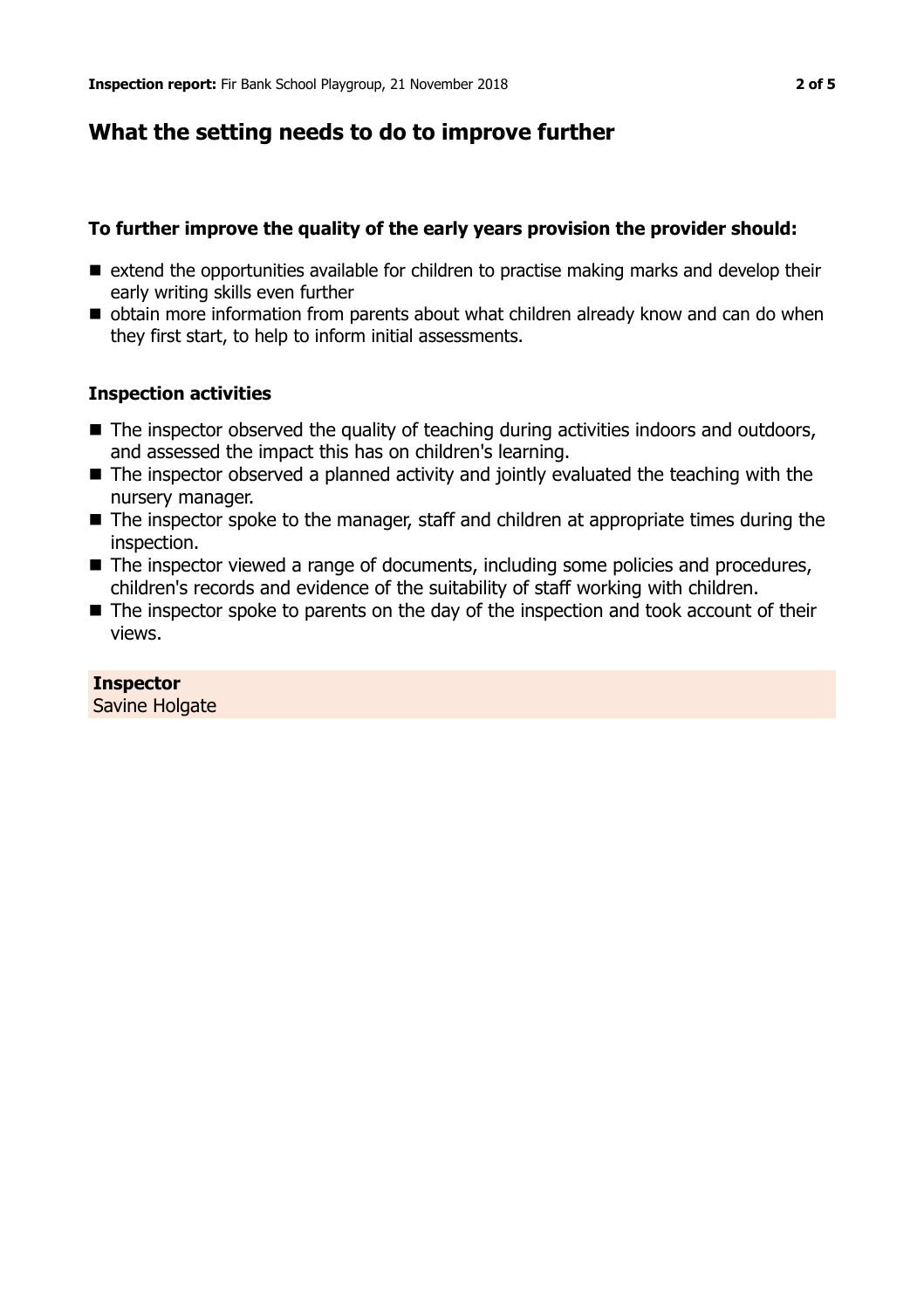## What the setting needs to do to improve further

### To further improve the quality of the early years provision the provider should:

- extend the opportunities available for children to practise making marks and develop their early writing skills even further
- obtain more information from parents about what children already know and can do when they first start, to help to inform initial assessments.

### Inspection activities

- The inspector observed the quality of teaching during activities indoors and outdoors, and assessed the impact this has on children's learning.
- The inspector observed a planned activity and jointly evaluated the teaching with the nursery manager.
- The inspector spoke to the manager, staff and children at appropriate times during the inspection.
- The inspector viewed a range of documents, including some policies and procedures, children's records and evidence of the suitability of staff working with children.
- The inspector spoke to parents on the day of the inspection and took account of their views.

**Inspector**
Savine Holgate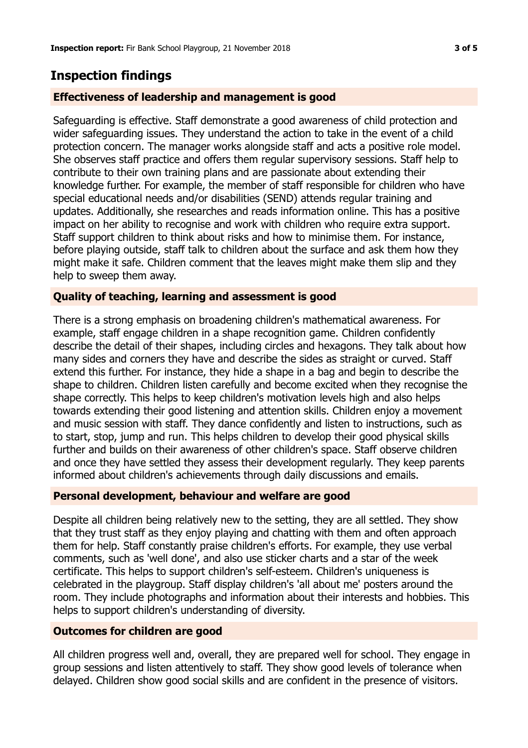## Inspection findings

### Effectiveness of leadership and management is good

Safeguarding is effective. Staff demonstrate a good awareness of child protection and wider safeguarding issues. They understand the action to take in the event of a child protection concern. The manager works alongside staff and acts a positive role model. She observes staff practice and offers them regular supervisory sessions. Staff help to contribute to their own training plans and are passionate about extending their knowledge further. For example, the member of staff responsible for children who have special educational needs and/or disabilities (SEND) attends regular training and updates. Additionally, she researches and reads information online. This has a positive impact on her ability to recognise and work with children who require extra support. Staff support children to think about risks and how to minimise them. For instance, before playing outside, staff talk to children about the surface and ask them how they might make it safe. Children comment that the leaves might make them slip and they help to sweep them away.

### Quality of teaching, learning and assessment is good

There is a strong emphasis on broadening children's mathematical awareness. For example, staff engage children in a shape recognition game. Children confidently describe the detail of their shapes, including circles and hexagons. They talk about how many sides and corners they have and describe the sides as straight or curved. Staff extend this further. For instance, they hide a shape in a bag and begin to describe the shape to children. Children listen carefully and become excited when they recognise the shape correctly. This helps to keep children's motivation levels high and also helps towards extending their good listening and attention skills. Children enjoy a movement and music session with staff. They dance confidently and listen to instructions, such as to start, stop, jump and run. This helps children to develop their good physical skills further and builds on their awareness of other children's space. Staff observe children and once they have settled they assess their development regularly. They keep parents informed about children's achievements through daily discussions and emails.

### Personal development, behaviour and welfare are good

Despite all children being relatively new to the setting, they are all settled. They show that they trust staff as they enjoy playing and chatting with them and often approach them for help. Staff constantly praise children's efforts. For example, they use verbal comments, such as 'well done', and also use sticker charts and a star of the week certificate. This helps to support children's self-esteem. Children's uniqueness is celebrated in the playgroup. Staff display children's 'all about me' posters around the room. They include photographs and information about their interests and hobbies. This helps to support children's understanding of diversity.

### Outcomes for children are good

All children progress well and, overall, they are prepared well for school. They engage in group sessions and listen attentively to staff. They show good levels of tolerance when delayed. Children show good social skills and are confident in the presence of visitors.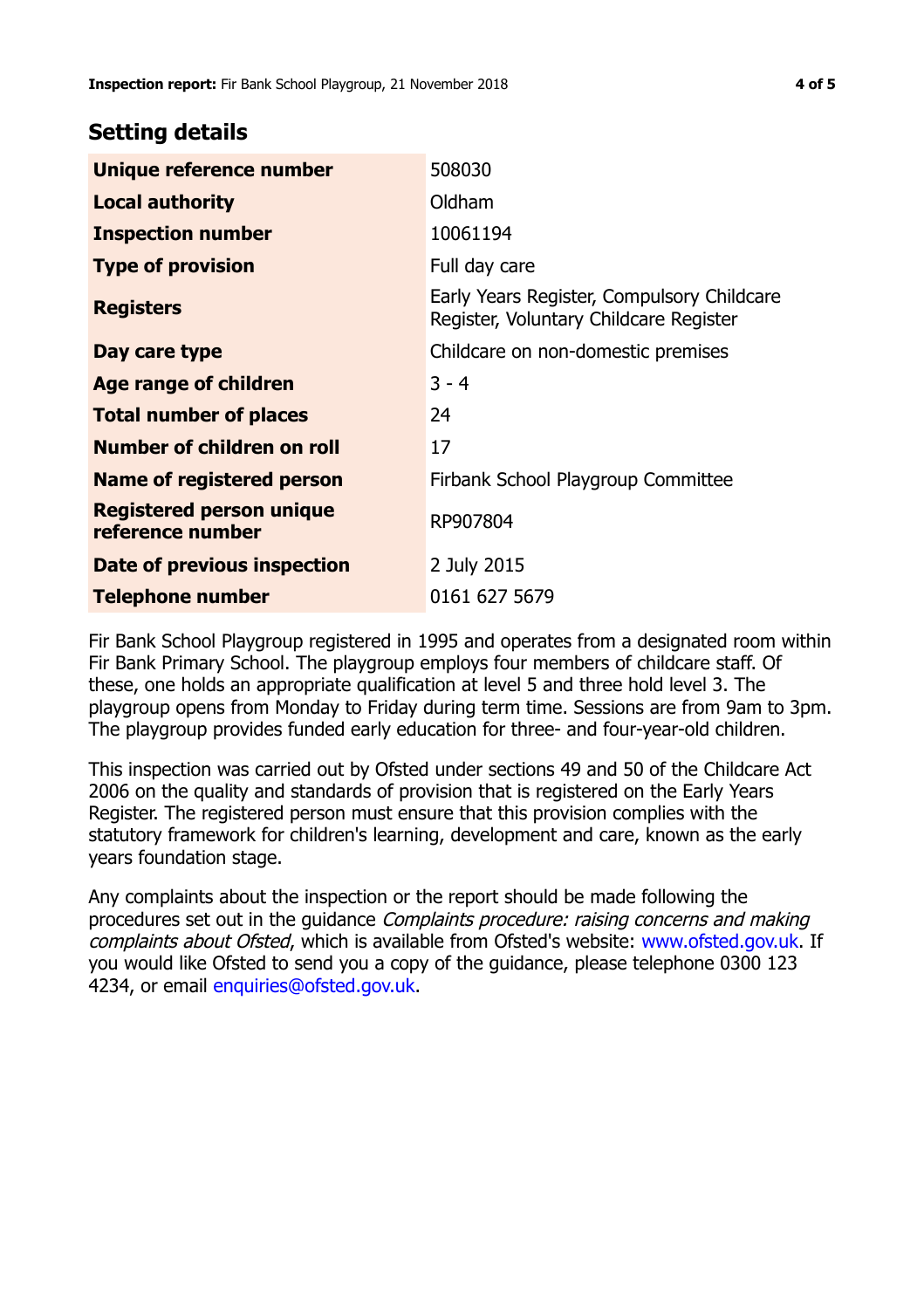## Setting details

| | |
|---|---|
| **Unique reference number** | 508030 |
| **Local authority** | Oldham |
| **Inspection number** | 10061194 |
| **Type of provision** | Full day care |
| **Registers** | Early Years Register, Compulsory Childcare Register, Voluntary Childcare Register |
| **Day care type** | Childcare on non-domestic premises |
| **Age range of children** | 3 - 4 |
| **Total number of places** | 24 |
| **Number of children on roll** | 17 |
| **Name of registered person** | Firbank School Playgroup Committee |
| **Registered person unique reference number** | RP907804 |
| **Date of previous inspection** | 2 July 2015 |
| **Telephone number** | 0161 627 5679 |

Fir Bank School Playgroup registered in 1995 and operates from a designated room within Fir Bank Primary School. The playgroup employs four members of childcare staff. Of these, one holds an appropriate qualification at level 5 and three hold level 3. The playgroup opens from Monday to Friday during term time. Sessions are from 9am to 3pm. The playgroup provides funded early education for three- and four-year-old children.

This inspection was carried out by Ofsted under sections 49 and 50 of the Childcare Act 2006 on the quality and standards of provision that is registered on the Early Years Register. The registered person must ensure that this provision complies with the statutory framework for children's learning, development and care, known as the early years foundation stage.

Any complaints about the inspection or the report should be made following the procedures set out in the guidance *Complaints procedure: raising concerns and making complaints about Ofsted*, which is available from Ofsted's website: www.ofsted.gov.uk. If you would like Ofsted to send you a copy of the guidance, please telephone 0300 123 4234, or email enquiries@ofsted.gov.uk.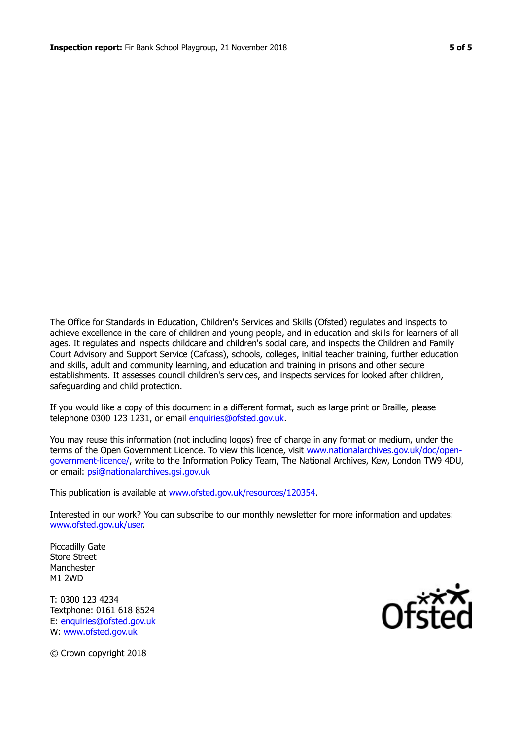The Office for Standards in Education, Children's Services and Skills (Ofsted) regulates and inspects to achieve excellence in the care of children and young people, and in education and skills for learners of all ages. It regulates and inspects childcare and children's social care, and inspects the Children and Family Court Advisory and Support Service (Cafcass), schools, colleges, initial teacher training, further education and skills, adult and community learning, and education and training in prisons and other secure establishments. It assesses council children's services, and inspects services for looked after children, safeguarding and child protection.

If you would like a copy of this document in a different format, such as large print or Braille, please telephone 0300 123 1231, or email enquiries@ofsted.gov.uk.

You may reuse this information (not including logos) free of charge in any format or medium, under the terms of the Open Government Licence. To view this licence, visit www.nationalarchives.gov.uk/doc/open-government-licence/, write to the Information Policy Team, The National Archives, Kew, London TW9 4DU, or email: psi@nationalarchives.gsi.gov.uk

This publication is available at www.ofsted.gov.uk/resources/120354.

Interested in our work? You can subscribe to our monthly newsletter for more information and updates: www.ofsted.gov.uk/user.

Piccadilly Gate
Store Street
Manchester
M1 2WD

T: 0300 123 4234
Textphone: 0161 618 8524
E: enquiries@ofsted.gov.uk
W: www.ofsted.gov.uk

© Crown copyright 2018